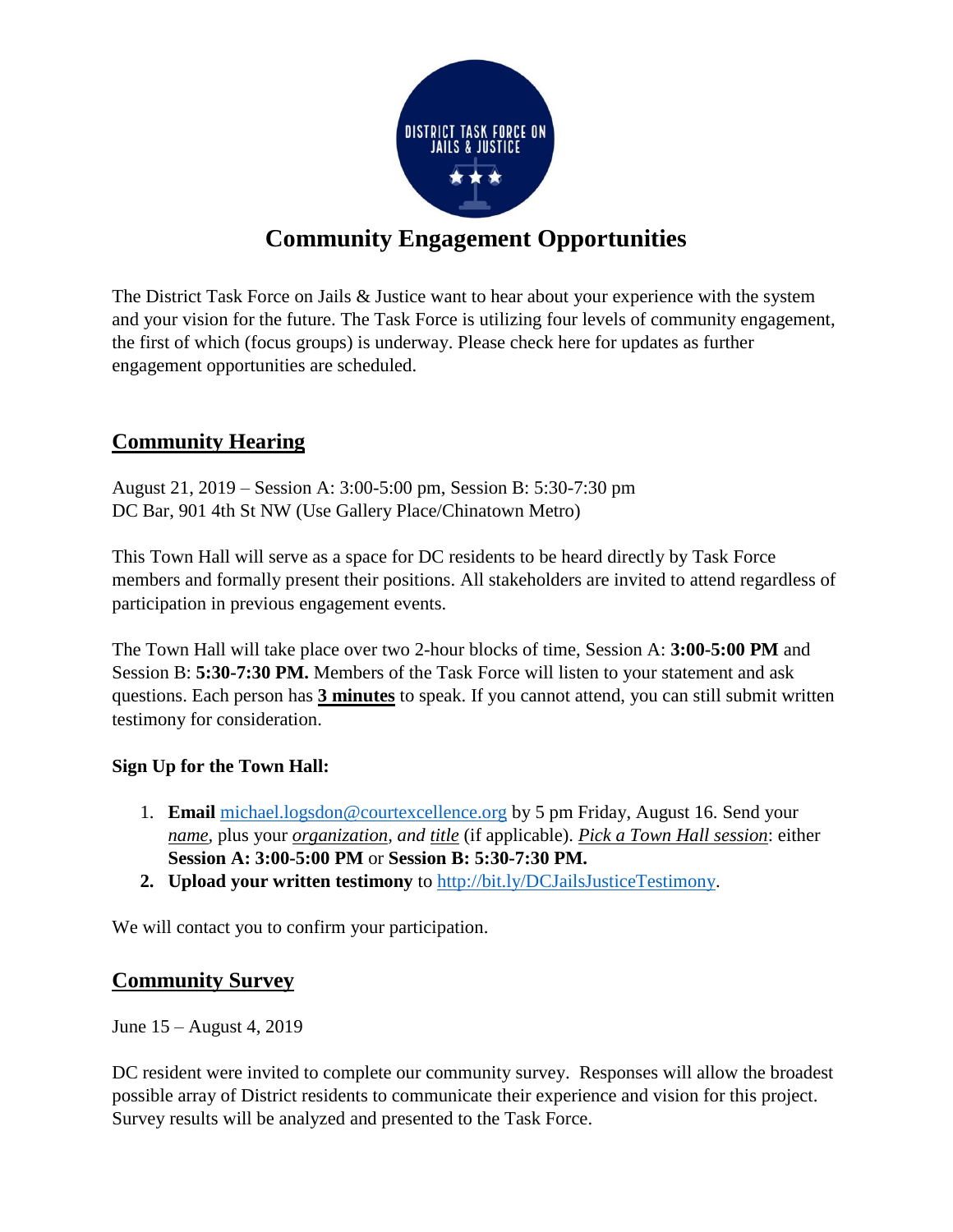# Community Engagement Opportunities

The District Task Force on Jails & Justice want to hear about your experience with the system and your vision for the future. The Task Force is utilizing four levels of community engagement, the first of which (focus groups) is underway. Please check here for updates as further engagement opportunities are scheduled.

## Community Hearing

August 21, 2019 – Session A: 3:00-5:00 pm, Session B: 5:30-7:30 pm
DC Bar, 901 4th St NW (Use Gallery Place/Chinatown Metro)

This Town Hall will serve as a space for DC residents to be heard directly by Task Force members and formally present their positions. All stakeholders are invited to attend regardless of participation in previous engagement events.

The Town Hall will take place over two 2-hour blocks of time, Session A: **3:00-5:00 PM** and Session B: **5:30-7:30 PM.** Members of the Task Force will listen to your statement and ask questions. Each person has **3 minutes** to speak. If you cannot attend, you can still submit written testimony for consideration.

**Sign Up for the Town Hall:**

1. **Email** michael.logsdon@courtexcellence.org by 5 pm Friday, August 16. Send your *name*, plus your *organization*, *and title* (if applicable). *Pick a Town Hall session*: either **Session A: 3:00-5:00 PM** or **Session B: 5:30-7:30 PM.**
2. **Upload your written testimony** to http://bit.ly/DCJailsJusticeTestimony.

We will contact you to confirm your participation.

## Community Survey

June 15 – August 4, 2019

DC resident were invited to complete our community survey. Responses will allow the broadest possible array of District residents to communicate their experience and vision for this project. Survey results will be analyzed and presented to the Task Force.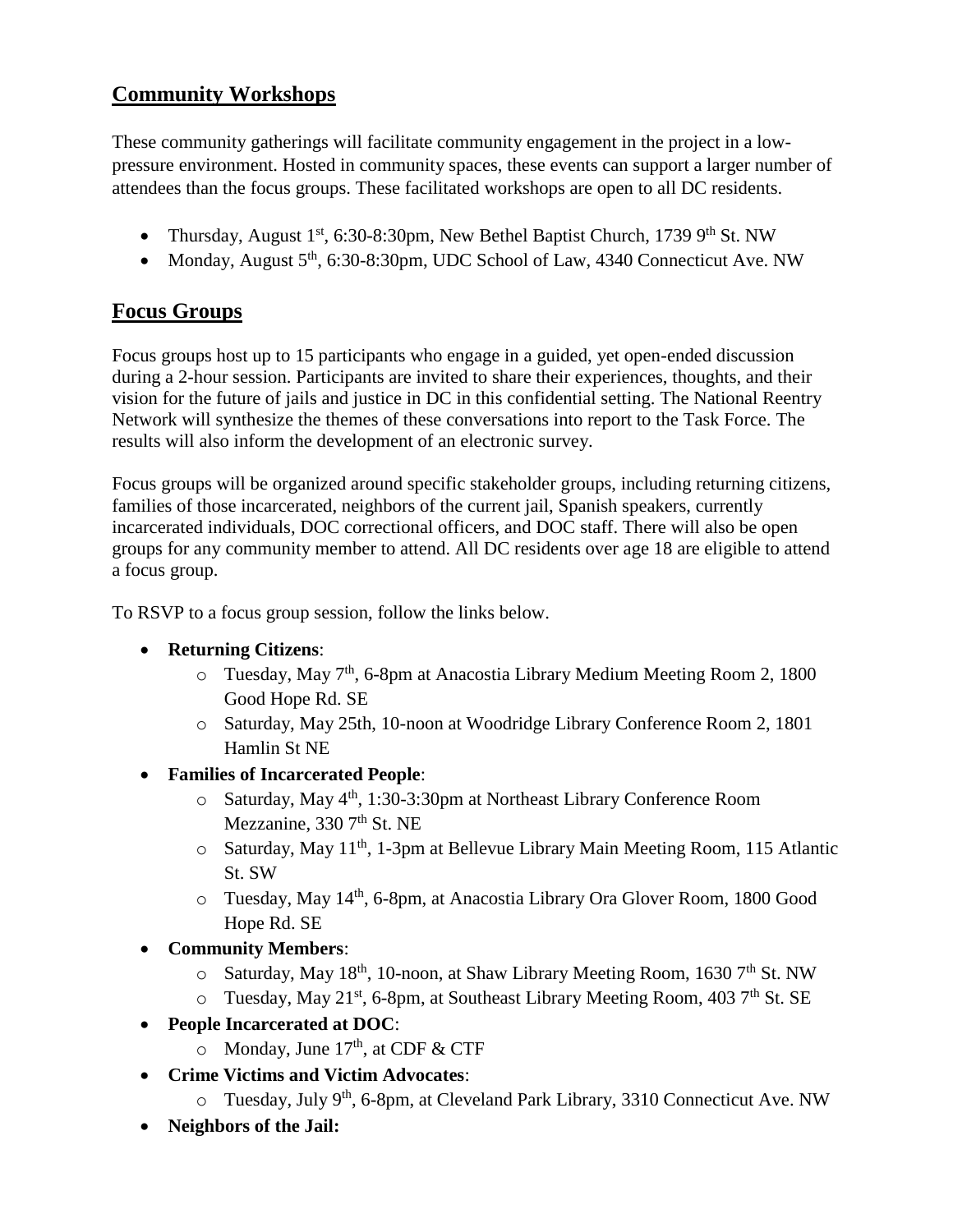## Community Workshops

These community gatherings will facilitate community engagement in the project in a low-pressure environment. Hosted in community spaces, these events can support a larger number of attendees than the focus groups. These facilitated workshops are open to all DC residents.

- Thursday, August 1st, 6:30-8:30pm, New Bethel Baptist Church, 1739 9th St. NW
- Monday, August 5th, 6:30-8:30pm, UDC School of Law, 4340 Connecticut Ave. NW

## Focus Groups

Focus groups host up to 15 participants who engage in a guided, yet open-ended discussion during a 2-hour session. Participants are invited to share their experiences, thoughts, and their vision for the future of jails and justice in DC in this confidential setting. The National Reentry Network will synthesize the themes of these conversations into report to the Task Force. The results will also inform the development of an electronic survey.

Focus groups will be organized around specific stakeholder groups, including returning citizens, families of those incarcerated, neighbors of the current jail, Spanish speakers, currently incarcerated individuals, DOC correctional officers, and DOC staff. There will also be open groups for any community member to attend. All DC residents over age 18 are eligible to attend a focus group.

To RSVP to a focus group session, follow the links below.

- **Returning Citizens**:
  - Tuesday, May 7th, 6-8pm at Anacostia Library Medium Meeting Room 2, 1800 Good Hope Rd. SE
  - Saturday, May 25th, 10-noon at Woodridge Library Conference Room 2, 1801 Hamlin St NE
- **Families of Incarcerated People**:
  - Saturday, May 4th, 1:30-3:30pm at Northeast Library Conference Room Mezzanine, 330 7th St. NE
  - Saturday, May 11th, 1-3pm at Bellevue Library Main Meeting Room, 115 Atlantic St. SW
  - Tuesday, May 14th, 6-8pm, at Anacostia Library Ora Glover Room, 1800 Good Hope Rd. SE
- **Community Members**:
  - Saturday, May 18th, 10-noon, at Shaw Library Meeting Room, 1630 7th St. NW
  - Tuesday, May 21st, 6-8pm, at Southeast Library Meeting Room, 403 7th St. SE
- **People Incarcerated at DOC**:
  - Monday, June 17th, at CDF & CTF
- **Crime Victims and Victim Advocates**:
  - Tuesday, July 9th, 6-8pm, at Cleveland Park Library, 3310 Connecticut Ave. NW
- **Neighbors of the Jail:**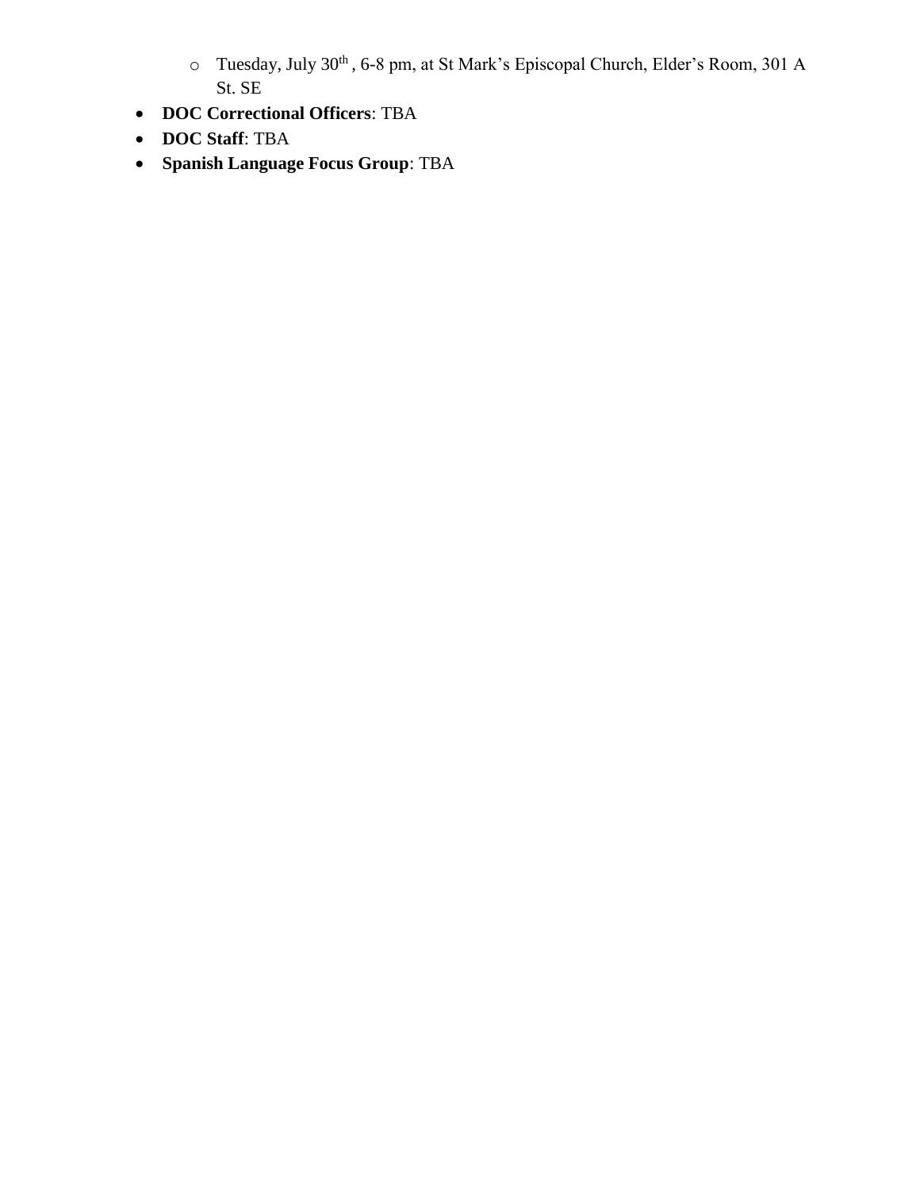- Tuesday, July 30th, 6-8 pm, at St Mark's Episcopal Church, Elder's Room, 301 A St. SE
- **DOC Correctional Officers**: TBA
- **DOC Staff**: TBA
- **Spanish Language Focus Group**: TBA